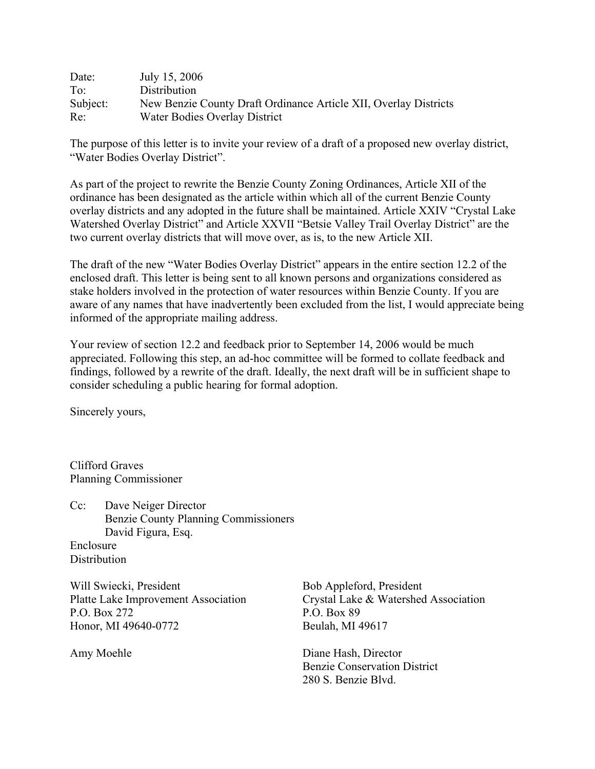| | |
|---|---|
| Date: | July 15, 2006 |
| To: | Distribution |
| Subject: | New Benzie County Draft Ordinance Article XII, Overlay Districts |
| Re: | Water Bodies Overlay District |

The purpose of this letter is to invite your review of a draft of a proposed new overlay district, "Water Bodies Overlay District".

As part of the project to rewrite the Benzie County Zoning Ordinances, Article XII of the ordinance has been designated as the article within which all of the current Benzie County overlay districts and any adopted in the future shall be maintained. Article XXIV "Crystal Lake Watershed Overlay District" and Article XXVII "Betsie Valley Trail Overlay District" are the two current overlay districts that will move over, as is, to the new Article XII.

The draft of the new "Water Bodies Overlay District" appears in the entire section 12.2 of the enclosed draft. This letter is being sent to all known persons and organizations considered as stake holders involved in the protection of water resources within Benzie County. If you are aware of any names that have inadvertently been excluded from the list, I would appreciate being informed of the appropriate mailing address.

Your review of section 12.2 and feedback prior to September 14, 2006 would be much appreciated. Following this step, an ad-hoc committee will be formed to collate feedback and findings, followed by a rewrite of the draft. Ideally, the next draft will be in sufficient shape to consider scheduling a public hearing for formal adoption.

Sincerely yours,

Clifford Graves
Planning Commissioner

Cc: Dave Neiger Director
Benzie County Planning Commissioners
David Figura, Esq.

Enclosure
Distribution

Will Swiecki, President
Platte Lake Improvement Association
P.O. Box 272
Honor, MI 49640-0772

Bob Appleford, President
Crystal Lake & Watershed Association
P.O. Box 89
Beulah, MI 49617

Amy Moehle

Diane Hash, Director
Benzie Conservation District
280 S. Benzie Blvd.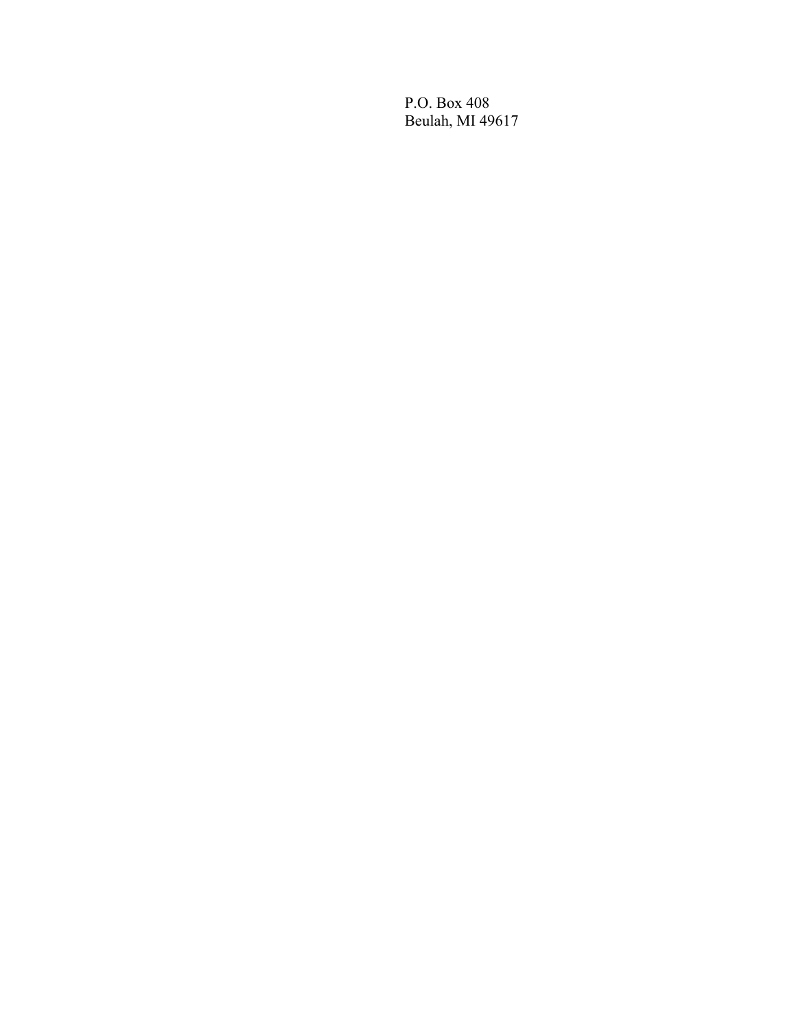P.O. Box 408
Beulah, MI 49617